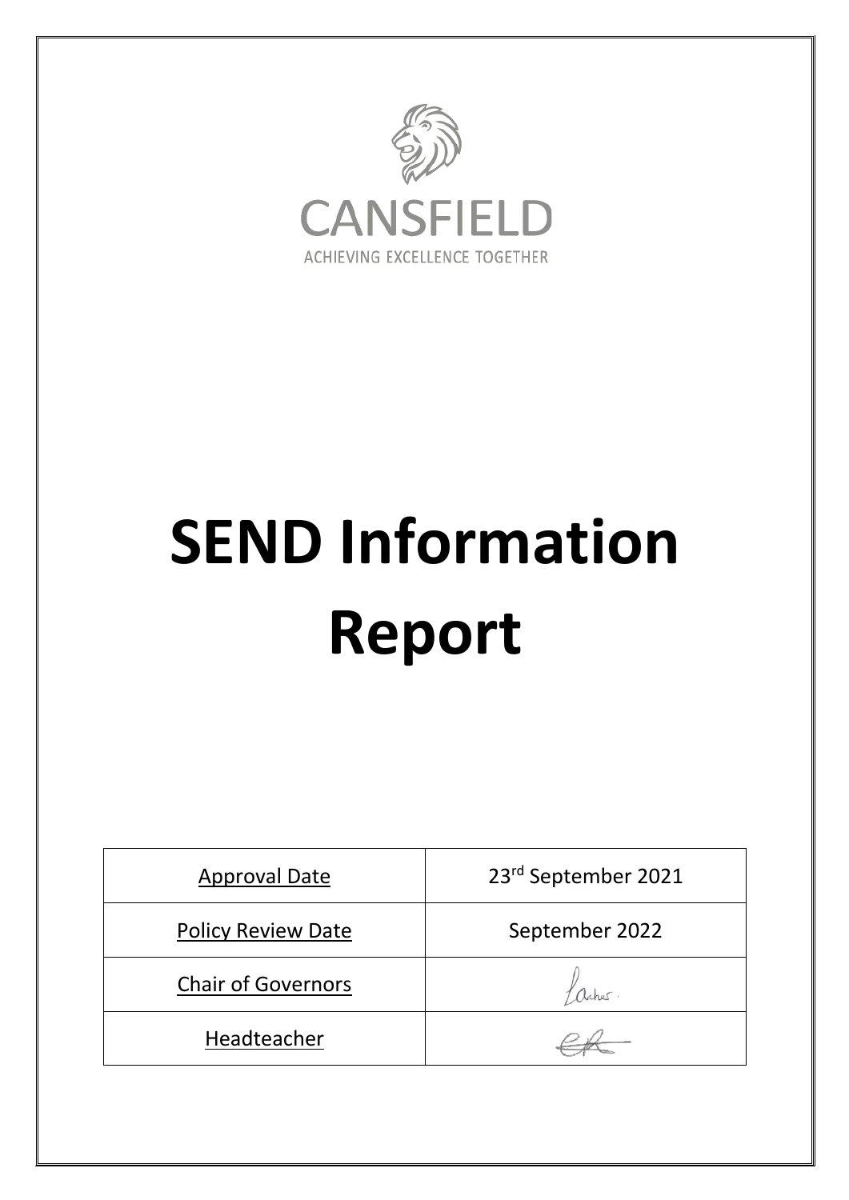CANSFIELD

ACHIEVING EXCELLENCE TOGETHER

# SEND Information Report

| Approval Date | 23rd September 2021 |
|---|---|
| Policy Review Date | September 2022 |
| Chair of Governors | |
| Headteacher | |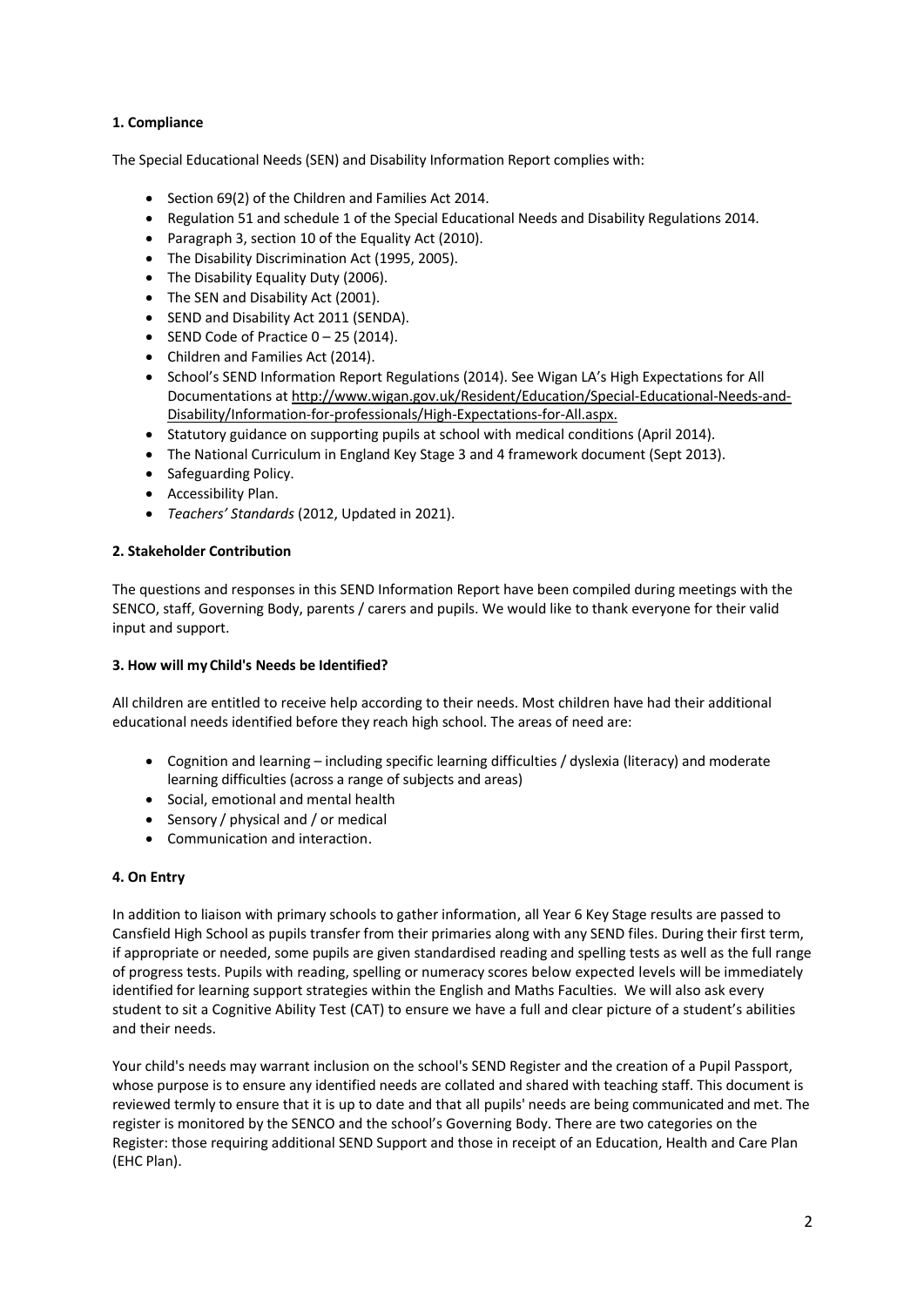**1. Compliance**

The Special Educational Needs (SEN) and Disability Information Report complies with:

- Section 69(2) of the Children and Families Act 2014.
- Regulation 51 and schedule 1 of the Special Educational Needs and Disability Regulations 2014.
- Paragraph 3, section 10 of the Equality Act (2010).
- The Disability Discrimination Act (1995, 2005).
- The Disability Equality Duty (2006).
- The SEN and Disability Act (2001).
- SEND and Disability Act 2011 (SENDA).
- SEND Code of Practice 0 – 25 (2014).
- Children and Families Act (2014).
- School's SEND Information Report Regulations (2014). See Wigan LA's High Expectations for All Documentations at http://www.wigan.gov.uk/Resident/Education/Special-Educational-Needs-and-Disability/Information-for-professionals/High-Expectations-for-All.aspx.
- Statutory guidance on supporting pupils at school with medical conditions (April 2014).
- The National Curriculum in England Key Stage 3 and 4 framework document (Sept 2013).
- Safeguarding Policy.
- Accessibility Plan.
- *Teachers' Standards* (2012, Updated in 2021).

**2. Stakeholder Contribution**

The questions and responses in this SEND Information Report have been compiled during meetings with the SENCO, staff, Governing Body, parents / carers and pupils. We would like to thank everyone for their valid input and support.

**3. How will my Child's Needs be Identified?**

All children are entitled to receive help according to their needs. Most children have had their additional educational needs identified before they reach high school. The areas of need are:

- Cognition and learning – including specific learning difficulties / dyslexia (literacy) and moderate learning difficulties (across a range of subjects and areas)
- Social, emotional and mental health
- Sensory / physical and / or medical
- Communication and interaction.

**4. On Entry**

In addition to liaison with primary schools to gather information, all Year 6 Key Stage results are passed to Cansfield High School as pupils transfer from their primaries along with any SEND files. During their first term, if appropriate or needed, some pupils are given standardised reading and spelling tests as well as the full range of progress tests. Pupils with reading, spelling or numeracy scores below expected levels will be immediately identified for learning support strategies within the English and Maths Faculties. We will also ask every student to sit a Cognitive Ability Test (CAT) to ensure we have a full and clear picture of a student's abilities and their needs.

Your child's needs may warrant inclusion on the school's SEND Register and the creation of a Pupil Passport, whose purpose is to ensure any identified needs are collated and shared with teaching staff. This document is reviewed termly to ensure that it is up to date and that all pupils' needs are being communicated and met. The register is monitored by the SENCO and the school's Governing Body. There are two categories on the Register: those requiring additional SEND Support and those in receipt of an Education, Health and Care Plan (EHC Plan).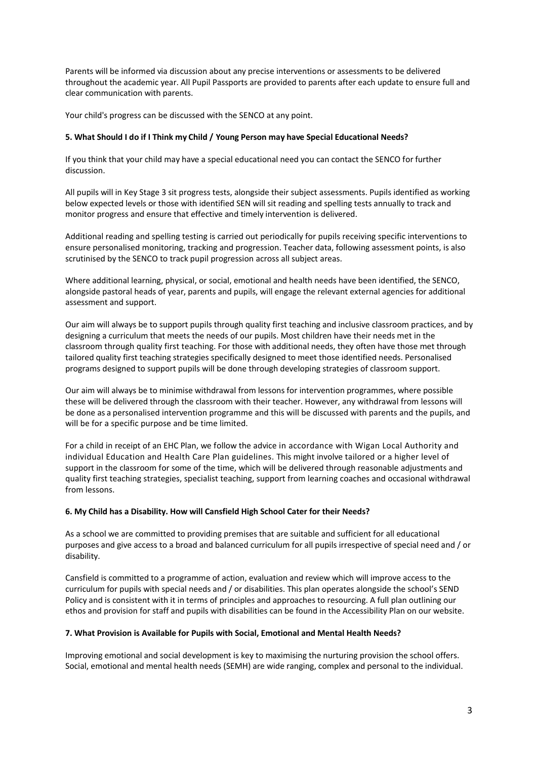Parents will be informed via discussion about any precise interventions or assessments to be delivered throughout the academic year. All Pupil Passports are provided to parents after each update to ensure full and clear communication with parents.

Your child's progress can be discussed with the SENCO at any point.

### 5. What Should I do if I Think my Child / Young Person may have Special Educational Needs?

If you think that your child may have a special educational need you can contact the SENCO for further discussion.

All pupils will in Key Stage 3 sit progress tests, alongside their subject assessments. Pupils identified as working below expected levels or those with identified SEN will sit reading and spelling tests annually to track and monitor progress and ensure that effective and timely intervention is delivered.

Additional reading and spelling testing is carried out periodically for pupils receiving specific interventions to ensure personalised monitoring, tracking and progression. Teacher data, following assessment points, is also scrutinised by the SENCO to track pupil progression across all subject areas.

Where additional learning, physical, or social, emotional and health needs have been identified, the SENCO, alongside pastoral heads of year, parents and pupils, will engage the relevant external agencies for additional assessment and support.

Our aim will always be to support pupils through quality first teaching and inclusive classroom practices, and by designing a curriculum that meets the needs of our pupils. Most children have their needs met in the classroom through quality first teaching. For those with additional needs, they often have those met through tailored quality first teaching strategies specifically designed to meet those identified needs. Personalised programs designed to support pupils will be done through developing strategies of classroom support.

Our aim will always be to minimise withdrawal from lessons for intervention programmes, where possible these will be delivered through the classroom with their teacher. However, any withdrawal from lessons will be done as a personalised intervention programme and this will be discussed with parents and the pupils, and will be for a specific purpose and be time limited.

For a child in receipt of an EHC Plan, we follow the advice in accordance with Wigan Local Authority and individual Education and Health Care Plan guidelines. This might involve tailored or a higher level of support in the classroom for some of the time, which will be delivered through reasonable adjustments and quality first teaching strategies, specialist teaching, support from learning coaches and occasional withdrawal from lessons.

### 6. My Child has a Disability. How will Cansfield High School Cater for their Needs?

As a school we are committed to providing premises that are suitable and sufficient for all educational purposes and give access to a broad and balanced curriculum for all pupils irrespective of special need and / or disability.

Cansfield is committed to a programme of action, evaluation and review which will improve access to the curriculum for pupils with special needs and / or disabilities. This plan operates alongside the school's SEND Policy and is consistent with it in terms of principles and approaches to resourcing. A full plan outlining our ethos and provision for staff and pupils with disabilities can be found in the Accessibility Plan on our website.

### 7. What Provision is Available for Pupils with Social, Emotional and Mental Health Needs?

Improving emotional and social development is key to maximising the nurturing provision the school offers. Social, emotional and mental health needs (SEMH) are wide ranging, complex and personal to the individual.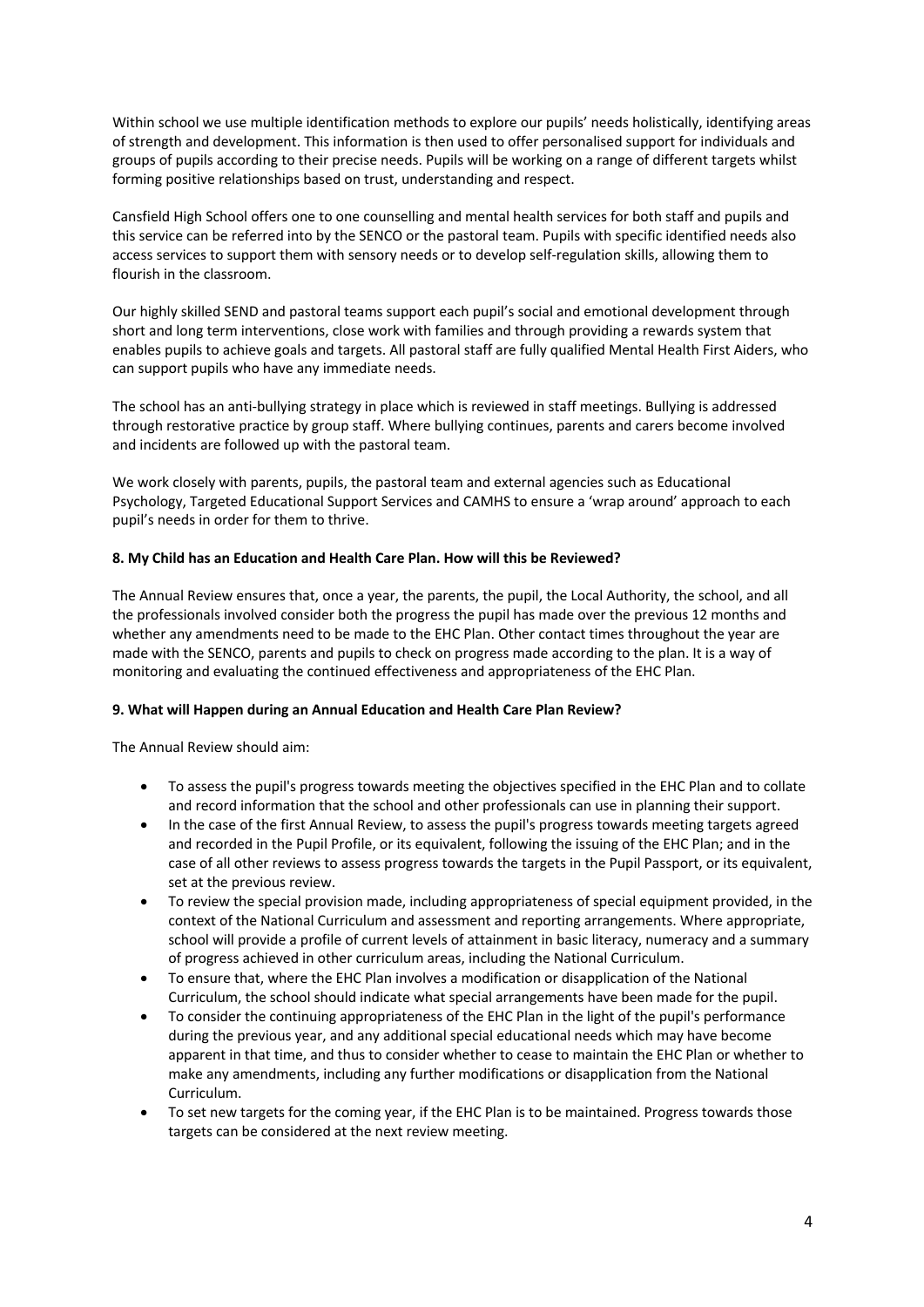Within school we use multiple identification methods to explore our pupils' needs holistically, identifying areas of strength and development. This information is then used to offer personalised support for individuals and groups of pupils according to their precise needs. Pupils will be working on a range of different targets whilst forming positive relationships based on trust, understanding and respect.

Cansfield High School offers one to one counselling and mental health services for both staff and pupils and this service can be referred into by the SENCO or the pastoral team. Pupils with specific identified needs also access services to support them with sensory needs or to develop self-regulation skills, allowing them to flourish in the classroom.

Our highly skilled SEND and pastoral teams support each pupil's social and emotional development through short and long term interventions, close work with families and through providing a rewards system that enables pupils to achieve goals and targets. All pastoral staff are fully qualified Mental Health First Aiders, who can support pupils who have any immediate needs.

The school has an anti-bullying strategy in place which is reviewed in staff meetings. Bullying is addressed through restorative practice by group staff. Where bullying continues, parents and carers become involved and incidents are followed up with the pastoral team.

We work closely with parents, pupils, the pastoral team and external agencies such as Educational Psychology, Targeted Educational Support Services and CAMHS to ensure a 'wrap around' approach to each pupil's needs in order for them to thrive.

**8. My Child has an Education and Health Care Plan. How will this be Reviewed?**

The Annual Review ensures that, once a year, the parents, the pupil, the Local Authority, the school, and all the professionals involved consider both the progress the pupil has made over the previous 12 months and whether any amendments need to be made to the EHC Plan. Other contact times throughout the year are made with the SENCO, parents and pupils to check on progress made according to the plan. It is a way of monitoring and evaluating the continued effectiveness and appropriateness of the EHC Plan.

**9. What will Happen during an Annual Education and Health Care Plan Review?**

The Annual Review should aim:

- To assess the pupil's progress towards meeting the objectives specified in the EHC Plan and to collate and record information that the school and other professionals can use in planning their support.
- In the case of the first Annual Review, to assess the pupil's progress towards meeting targets agreed and recorded in the Pupil Profile, or its equivalent, following the issuing of the EHC Plan; and in the case of all other reviews to assess progress towards the targets in the Pupil Passport, or its equivalent, set at the previous review.
- To review the special provision made, including appropriateness of special equipment provided, in the context of the National Curriculum and assessment and reporting arrangements. Where appropriate, school will provide a profile of current levels of attainment in basic literacy, numeracy and a summary of progress achieved in other curriculum areas, including the National Curriculum.
- To ensure that, where the EHC Plan involves a modification or disapplication of the National Curriculum, the school should indicate what special arrangements have been made for the pupil.
- To consider the continuing appropriateness of the EHC Plan in the light of the pupil's performance during the previous year, and any additional special educational needs which may have become apparent in that time, and thus to consider whether to cease to maintain the EHC Plan or whether to make any amendments, including any further modifications or disapplication from the National Curriculum.
- To set new targets for the coming year, if the EHC Plan is to be maintained. Progress towards those targets can be considered at the next review meeting.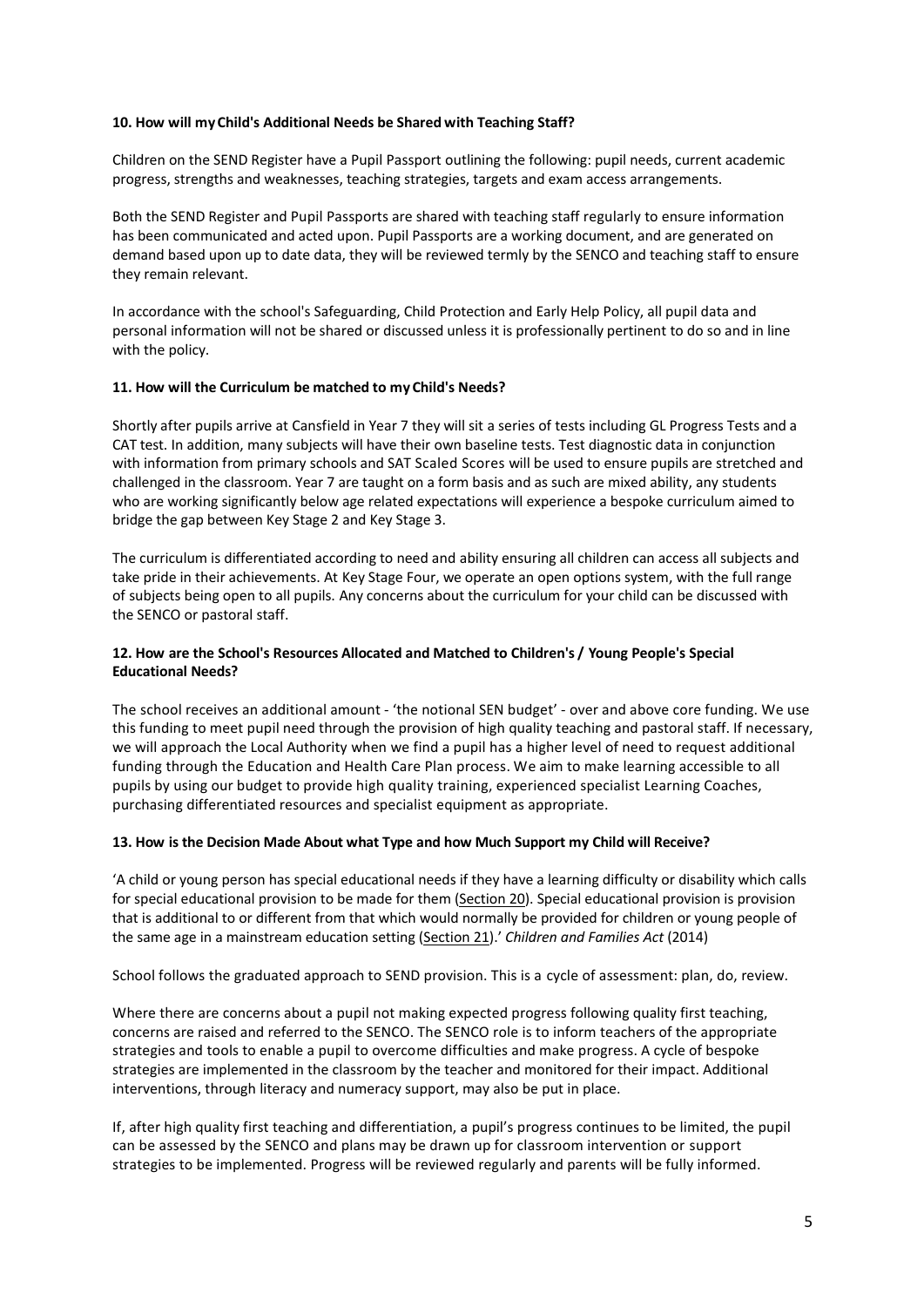**10. How will my Child's Additional Needs be Shared with Teaching Staff?**

Children on the SEND Register have a Pupil Passport outlining the following: pupil needs, current academic progress, strengths and weaknesses, teaching strategies, targets and exam access arrangements.

Both the SEND Register and Pupil Passports are shared with teaching staff regularly to ensure information has been communicated and acted upon. Pupil Passports are a working document, and are generated on demand based upon up to date data, they will be reviewed termly by the SENCO and teaching staff to ensure they remain relevant.

In accordance with the school's Safeguarding, Child Protection and Early Help Policy, all pupil data and personal information will not be shared or discussed unless it is professionally pertinent to do so and in line with the policy.

**11. How will the Curriculum be matched to my Child's Needs?**

Shortly after pupils arrive at Cansfield in Year 7 they will sit a series of tests including GL Progress Tests and a CAT test. In addition, many subjects will have their own baseline tests. Test diagnostic data in conjunction with information from primary schools and SAT Scaled Scores will be used to ensure pupils are stretched and challenged in the classroom. Year 7 are taught on a form basis and as such are mixed ability, any students who are working significantly below age related expectations will experience a bespoke curriculum aimed to bridge the gap between Key Stage 2 and Key Stage 3.

The curriculum is differentiated according to need and ability ensuring all children can access all subjects and take pride in their achievements. At Key Stage Four, we operate an open options system, with the full range of subjects being open to all pupils. Any concerns about the curriculum for your child can be discussed with the SENCO or pastoral staff.

**12. How are the School's Resources Allocated and Matched to Children's / Young People's Special Educational Needs?**

The school receives an additional amount - 'the notional SEN budget' - over and above core funding. We use this funding to meet pupil need through the provision of high quality teaching and pastoral staff. If necessary, we will approach the Local Authority when we find a pupil has a higher level of need to request additional funding through the Education and Health Care Plan process. We aim to make learning accessible to all pupils by using our budget to provide high quality training, experienced specialist Learning Coaches, purchasing differentiated resources and specialist equipment as appropriate.

**13. How is the Decision Made About what Type and how Much Support my Child will Receive?**

'A child or young person has special educational needs if they have a learning difficulty or disability which calls for special educational provision to be made for them (Section 20). Special educational provision is provision that is additional to or different from that which would normally be provided for children or young people of the same age in a mainstream education setting (Section 21).' *Children and Families Act* (2014)

School follows the graduated approach to SEND provision. This is a cycle of assessment: plan, do, review.

Where there are concerns about a pupil not making expected progress following quality first teaching, concerns are raised and referred to the SENCO. The SENCO role is to inform teachers of the appropriate strategies and tools to enable a pupil to overcome difficulties and make progress. A cycle of bespoke strategies are implemented in the classroom by the teacher and monitored for their impact. Additional interventions, through literacy and numeracy support, may also be put in place.

If, after high quality first teaching and differentiation, a pupil's progress continues to be limited, the pupil can be assessed by the SENCO and plans may be drawn up for classroom intervention or support strategies to be implemented. Progress will be reviewed regularly and parents will be fully informed.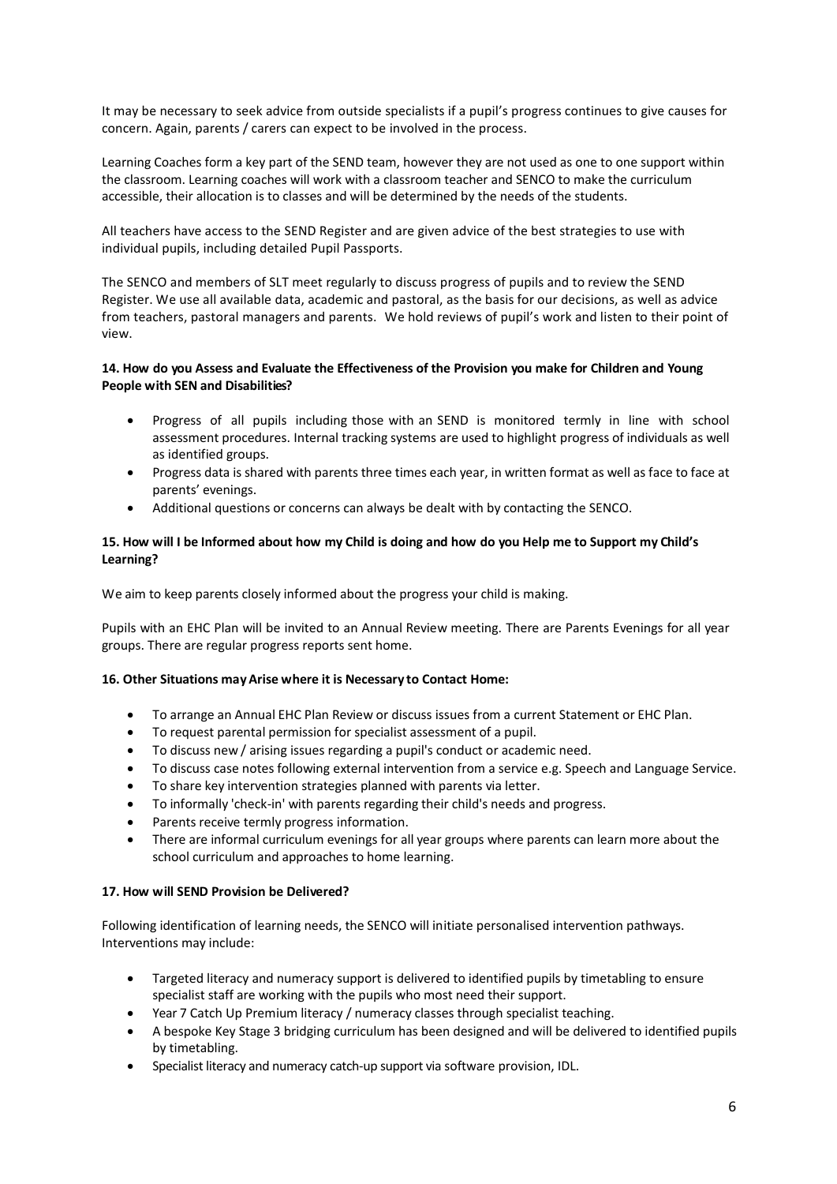It may be necessary to seek advice from outside specialists if a pupil's progress continues to give causes for concern. Again, parents / carers can expect to be involved in the process.

Learning Coaches form a key part of the SEND team, however they are not used as one to one support within the classroom. Learning coaches will work with a classroom teacher and SENCO to make the curriculum accessible, their allocation is to classes and will be determined by the needs of the students.

All teachers have access to the SEND Register and are given advice of the best strategies to use with individual pupils, including detailed Pupil Passports.

The SENCO and members of SLT meet regularly to discuss progress of pupils and to review the SEND Register. We use all available data, academic and pastoral, as the basis for our decisions, as well as advice from teachers, pastoral managers and parents. We hold reviews of pupil's work and listen to their point of view.

**14. How do you Assess and Evaluate the Effectiveness of the Provision you make for Children and Young People with SEN and Disabilities?**

- Progress of all pupils including those with an SEND is monitored termly in line with school assessment procedures. Internal tracking systems are used to highlight progress of individuals as well as identified groups.
- Progress data is shared with parents three times each year, in written format as well as face to face at parents' evenings.
- Additional questions or concerns can always be dealt with by contacting the SENCO.

**15. How will I be Informed about how my Child is doing and how do you Help me to Support my Child's Learning?**

We aim to keep parents closely informed about the progress your child is making.

Pupils with an EHC Plan will be invited to an Annual Review meeting. There are Parents Evenings for all year groups. There are regular progress reports sent home.

**16. Other Situations may Arise where it is Necessary to Contact Home:**

- To arrange an Annual EHC Plan Review or discuss issues from a current Statement or EHC Plan.
- To request parental permission for specialist assessment of a pupil.
- To discuss new / arising issues regarding a pupil's conduct or academic need.
- To discuss case notes following external intervention from a service e.g. Speech and Language Service.
- To share key intervention strategies planned with parents via letter.
- To informally 'check-in' with parents regarding their child's needs and progress.
- Parents receive termly progress information.
- There are informal curriculum evenings for all year groups where parents can learn more about the school curriculum and approaches to home learning.

**17. How will SEND Provision be Delivered?**

Following identification of learning needs, the SENCO will initiate personalised intervention pathways. Interventions may include:

- Targeted literacy and numeracy support is delivered to identified pupils by timetabling to ensure specialist staff are working with the pupils who most need their support.
- Year 7 Catch Up Premium literacy / numeracy classes through specialist teaching.
- A bespoke Key Stage 3 bridging curriculum has been designed and will be delivered to identified pupils by timetabling.
- Specialist literacy and numeracy catch-up support via software provision, IDL.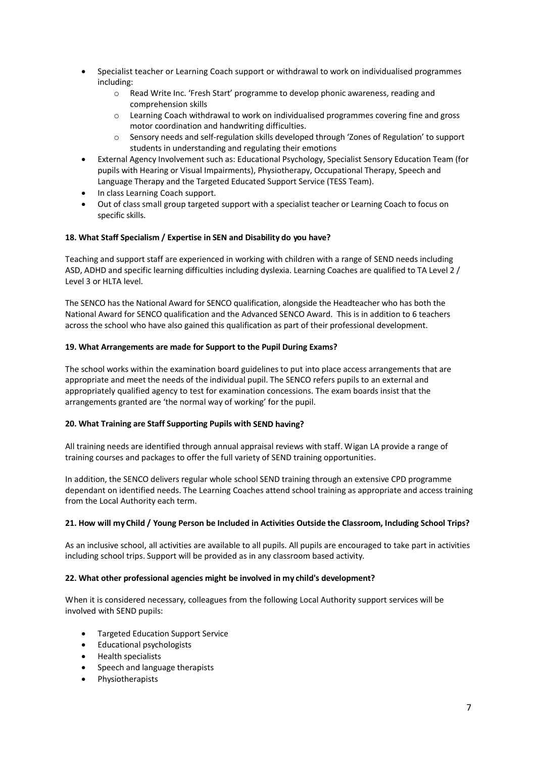- Specialist teacher or Learning Coach support or withdrawal to work on individualised programmes including:
    - Read Write Inc. 'Fresh Start' programme to develop phonic awareness, reading and comprehension skills
    - Learning Coach withdrawal to work on individualised programmes covering fine and gross motor coordination and handwriting difficulties.
    - Sensory needs and self-regulation skills developed through 'Zones of Regulation' to support students in understanding and regulating their emotions
- External Agency Involvement such as: Educational Psychology, Specialist Sensory Education Team (for pupils with Hearing or Visual Impairments), Physiotherapy, Occupational Therapy, Speech and Language Therapy and the Targeted Educated Support Service (TESS Team).
- In class Learning Coach support.
- Out of class small group targeted support with a specialist teacher or Learning Coach to focus on specific skills.

**18. What Staff Specialism / Expertise in SEN and Disability do you have?**

Teaching and support staff are experienced in working with children with a range of SEND needs including ASD, ADHD and specific learning difficulties including dyslexia. Learning Coaches are qualified to TA Level 2 / Level 3 or HLTA level.

The SENCO has the National Award for SENCO qualification, alongside the Headteacher who has both the National Award for SENCO qualification and the Advanced SENCO Award. This is in addition to 6 teachers across the school who have also gained this qualification as part of their professional development.

**19. What Arrangements are made for Support to the Pupil During Exams?**

The school works within the examination board guidelines to put into place access arrangements that are appropriate and meet the needs of the individual pupil. The SENCO refers pupils to an external and appropriately qualified agency to test for examination concessions. The exam boards insist that the arrangements granted are 'the normal way of working' for the pupil.

**20. What Training are Staff Supporting Pupils with SEND having?**

All training needs are identified through annual appraisal reviews with staff. Wigan LA provide a range of training courses and packages to offer the full variety of SEND training opportunities.

In addition, the SENCO delivers regular whole school SEND training through an extensive CPD programme dependant on identified needs. The Learning Coaches attend school training as appropriate and access training from the Local Authority each term.

**21. How will my Child / Young Person be Included in Activities Outside the Classroom, Including School Trips?**

As an inclusive school, all activities are available to all pupils. All pupils are encouraged to take part in activities including school trips. Support will be provided as in any classroom based activity.

**22. What other professional agencies might be involved in my child's development?**

When it is considered necessary, colleagues from the following Local Authority support services will be involved with SEND pupils:

- Targeted Education Support Service
- Educational psychologists
- Health specialists
- Speech and language therapists
- Physiotherapists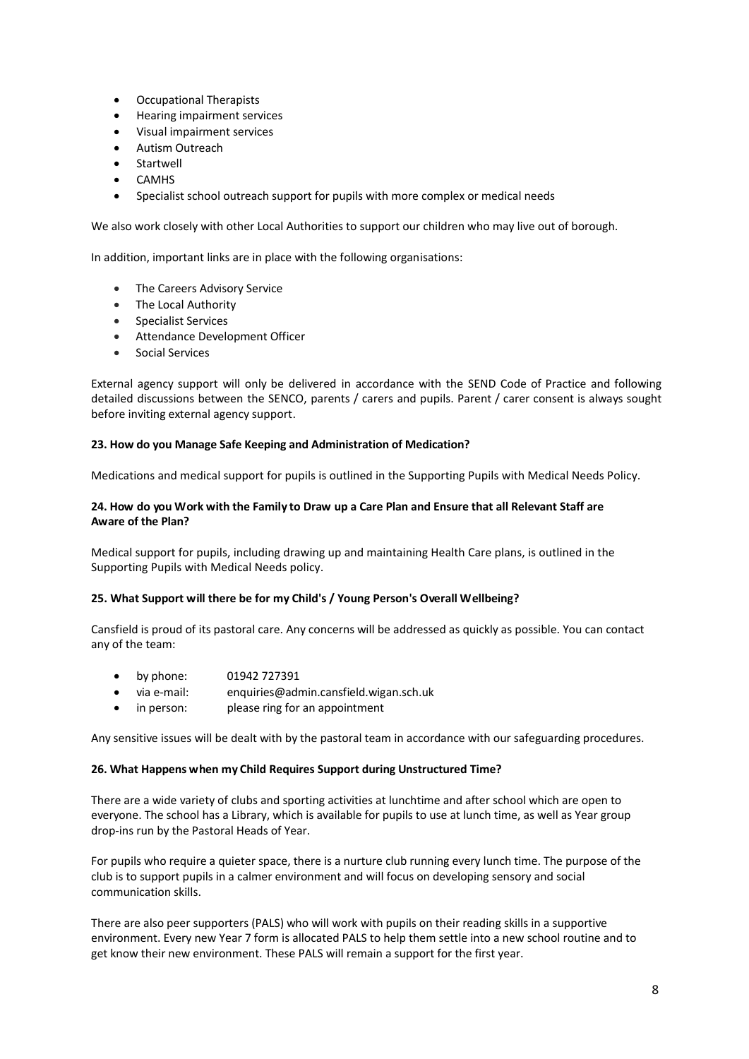- Occupational Therapists
- Hearing impairment services
- Visual impairment services
- Autism Outreach
- Startwell
- CAMHS
- Specialist school outreach support for pupils with more complex or medical needs

We also work closely with other Local Authorities to support our children who may live out of borough.

In addition, important links are in place with the following organisations:

- The Careers Advisory Service
- The Local Authority
- Specialist Services
- Attendance Development Officer
- Social Services

External agency support will only be delivered in accordance with the SEND Code of Practice and following detailed discussions between the SENCO, parents / carers and pupils. Parent / carer consent is always sought before inviting external agency support.

**23. How do you Manage Safe Keeping and Administration of Medication?**

Medications and medical support for pupils is outlined in the Supporting Pupils with Medical Needs Policy.

**24. How do you Work with the Family to Draw up a Care Plan and Ensure that all Relevant Staff are Aware of the Plan?**

Medical support for pupils, including drawing up and maintaining Health Care plans, is outlined in the Supporting Pupils with Medical Needs policy.

**25. What Support will there be for my Child's / Young Person's Overall Wellbeing?**

Cansfield is proud of its pastoral care. Any concerns will be addressed as quickly as possible. You can contact any of the team:

- by phone: 01942 727391
- via e-mail: enquiries@admin.cansfield.wigan.sch.uk
- in person: please ring for an appointment

Any sensitive issues will be dealt with by the pastoral team in accordance with our safeguarding procedures.

**26. What Happens when my Child Requires Support during Unstructured Time?**

There are a wide variety of clubs and sporting activities at lunchtime and after school which are open to everyone. The school has a Library, which is available for pupils to use at lunch time, as well as Year group drop-ins run by the Pastoral Heads of Year.

For pupils who require a quieter space, there is a nurture club running every lunch time. The purpose of the club is to support pupils in a calmer environment and will focus on developing sensory and social communication skills.

There are also peer supporters (PALS) who will work with pupils on their reading skills in a supportive environment. Every new Year 7 form is allocated PALS to help them settle into a new school routine and to get know their new environment. These PALS will remain a support for the first year.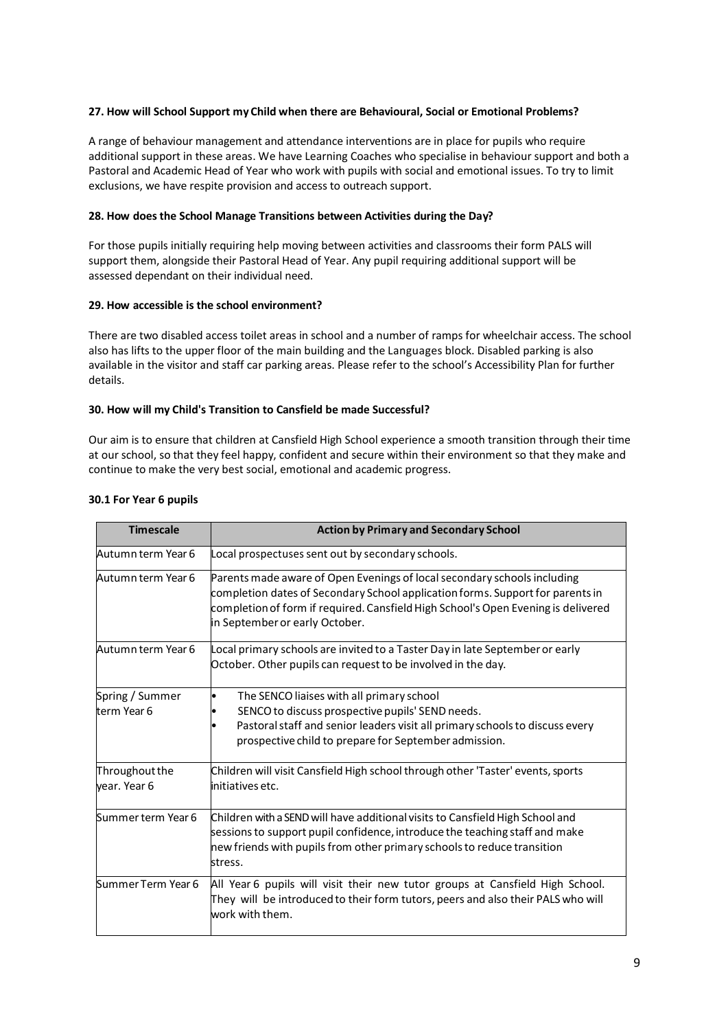### 27. How will School Support my Child when there are Behavioural, Social or Emotional Problems?

A range of behaviour management and attendance interventions are in place for pupils who require additional support in these areas. We have Learning Coaches who specialise in behaviour support and both a Pastoral and Academic Head of Year who work with pupils with social and emotional issues. To try to limit exclusions, we have respite provision and access to outreach support.

### 28. How does the School Manage Transitions between Activities during the Day?

For those pupils initially requiring help moving between activities and classrooms their form PALS will support them, alongside their Pastoral Head of Year. Any pupil requiring additional support will be assessed dependant on their individual need.

### 29. How accessible is the school environment?

There are two disabled access toilet areas in school and a number of ramps for wheelchair access. The school also has lifts to the upper floor of the main building and the Languages block. Disabled parking is also available in the visitor and staff car parking areas. Please refer to the school's Accessibility Plan for further details.

### 30. How will my Child's Transition to Cansfield be made Successful?

Our aim is to ensure that children at Cansfield High School experience a smooth transition through their time at our school, so that they feel happy, confident and secure within their environment so that they make and continue to make the very best social, emotional and academic progress.

#### 30.1 For Year 6 pupils

| Timescale | Action by Primary and Secondary School |
|---|---|
| Autumn term Year 6 | Local prospectuses sent out by secondary schools. |
| Autumn term Year 6 | Parents made aware of Open Evenings of local secondary schools including completion dates of Secondary School application forms. Support for parents in completion of form if required. Cansfield High School's Open Evening is delivered in September or early October. |
| Autumn term Year 6 | Local primary schools are invited to a Taster Day in late September or early October. Other pupils can request to be involved in the day. |
| Spring / Summer term Year 6 | • The SENCO liaises with all primary school<br>• SENCO to discuss prospective pupils' SEND needs.<br>• Pastoral staff and senior leaders visit all primary schools to discuss every prospective child to prepare for September admission. |
| Throughout the year. Year 6 | Children will visit Cansfield High school through other 'Taster' events, sports initiatives etc. |
| Summer term Year 6 | Children with a SEND will have additional visits to Cansfield High School and sessions to support pupil confidence, introduce the teaching staff and make new friends with pupils from other primary schools to reduce transition stress. |
| Summer Term Year 6 | All Year 6 pupils will visit their new tutor groups at Cansfield High School. They will be introduced to their form tutors, peers and also their PALS who will work with them. |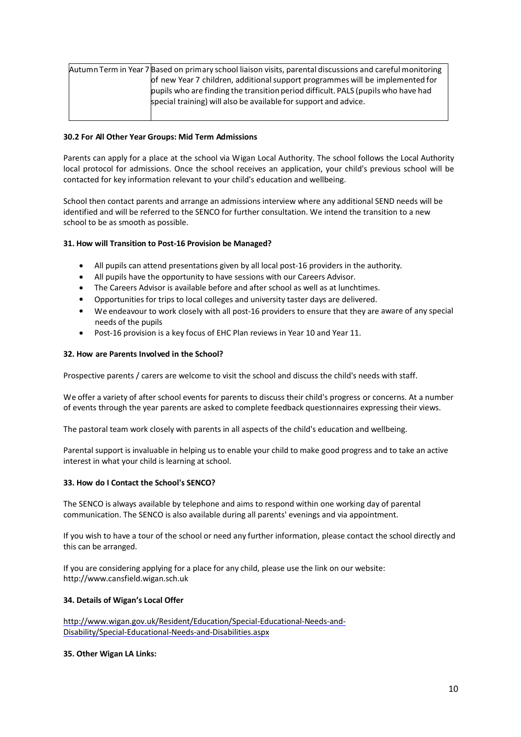| | |
|---|---|
| Autumn Term in Year 7 | Based on primary school liaison visits, parental discussions and careful monitoring of new Year 7 children, additional support programmes will be implemented for pupils who are finding the transition period difficult. PALS (pupils who have had special training) will also be available for support and advice. |

**30.2 For All Other Year Groups: Mid Term Admissions**

Parents can apply for a place at the school via Wigan Local Authority. The school follows the Local Authority local protocol for admissions. Once the school receives an application, your child's previous school will be contacted for key information relevant to your child's education and wellbeing.

School then contact parents and arrange an admissions interview where any additional SEND needs will be identified and will be referred to the SENCO for further consultation. We intend the transition to a new school to be as smooth as possible.

**31. How will Transition to Post-16 Provision be Managed?**

- All pupils can attend presentations given by all local post-16 providers in the authority.
- All pupils have the opportunity to have sessions with our Careers Advisor.
- The Careers Advisor is available before and after school as well as at lunchtimes.
- Opportunities for trips to local colleges and university taster days are delivered.
- We endeavour to work closely with all post-16 providers to ensure that they are aware of any special needs of the pupils
- Post-16 provision is a key focus of EHC Plan reviews in Year 10 and Year 11.

**32. How are Parents Involved in the School?**

Prospective parents / carers are welcome to visit the school and discuss the child's needs with staff.

We offer a variety of after school events for parents to discuss their child's progress or concerns. At a number of events through the year parents are asked to complete feedback questionnaires expressing their views.

The pastoral team work closely with parents in all aspects of the child's education and wellbeing.

Parental support is invaluable in helping us to enable your child to make good progress and to take an active interest in what your child is learning at school.

**33. How do I Contact the School's SENCO?**

The SENCO is always available by telephone and aims to respond within one working day of parental communication. The SENCO is also available during all parents' evenings and via appointment.

If you wish to have a tour of the school or need any further information, please contact the school directly and this can be arranged.

If you are considering applying for a place for any child, please use the link on our website: http://www.cansfield.wigan.sch.uk

**34. Details of Wigan's Local Offer**

http://www.wigan.gov.uk/Resident/Education/Special-Educational-Needs-and-Disability/Special-Educational-Needs-and-Disabilities.aspx

**35. Other Wigan LA Links:**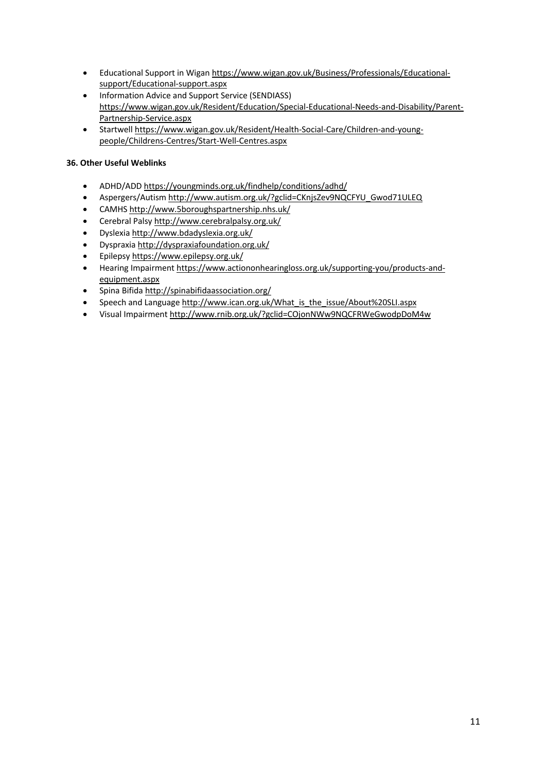- Educational Support in Wigan https://www.wigan.gov.uk/Business/Professionals/Educational-support/Educational-support.aspx
- Information Advice and Support Service (SENDIASS) https://www.wigan.gov.uk/Resident/Education/Special-Educational-Needs-and-Disability/Parent-Partnership-Service.aspx
- Startwell https://www.wigan.gov.uk/Resident/Health-Social-Care/Children-and-young-people/Childrens-Centres/Start-Well-Centres.aspx

**36. Other Useful Weblinks**

- ADHD/ADD https://youngminds.org.uk/findhelp/conditions/adhd/
- Aspergers/Autism http://www.autism.org.uk/?gclid=CKnjsZev9NQCFYU_Gwod71ULEQ
- CAMHS http://www.5boroughspartnership.nhs.uk/
- Cerebral Palsy http://www.cerebralpalsy.org.uk/
- Dyslexia http://www.bdadyslexia.org.uk/
- Dyspraxia http://dyspraxiafoundation.org.uk/
- Epilepsy https://www.epilepsy.org.uk/
- Hearing Impairment https://www.actiononhearingloss.org.uk/supporting-you/products-and-equipment.aspx
- Spina Bifida http://spinabifidaassociation.org/
- Speech and Language http://www.ican.org.uk/What_is_the_issue/About%20SLI.aspx
- Visual Impairment http://www.rnib.org.uk/?gclid=COjonNWw9NQCFRWeGwodpDoM4w